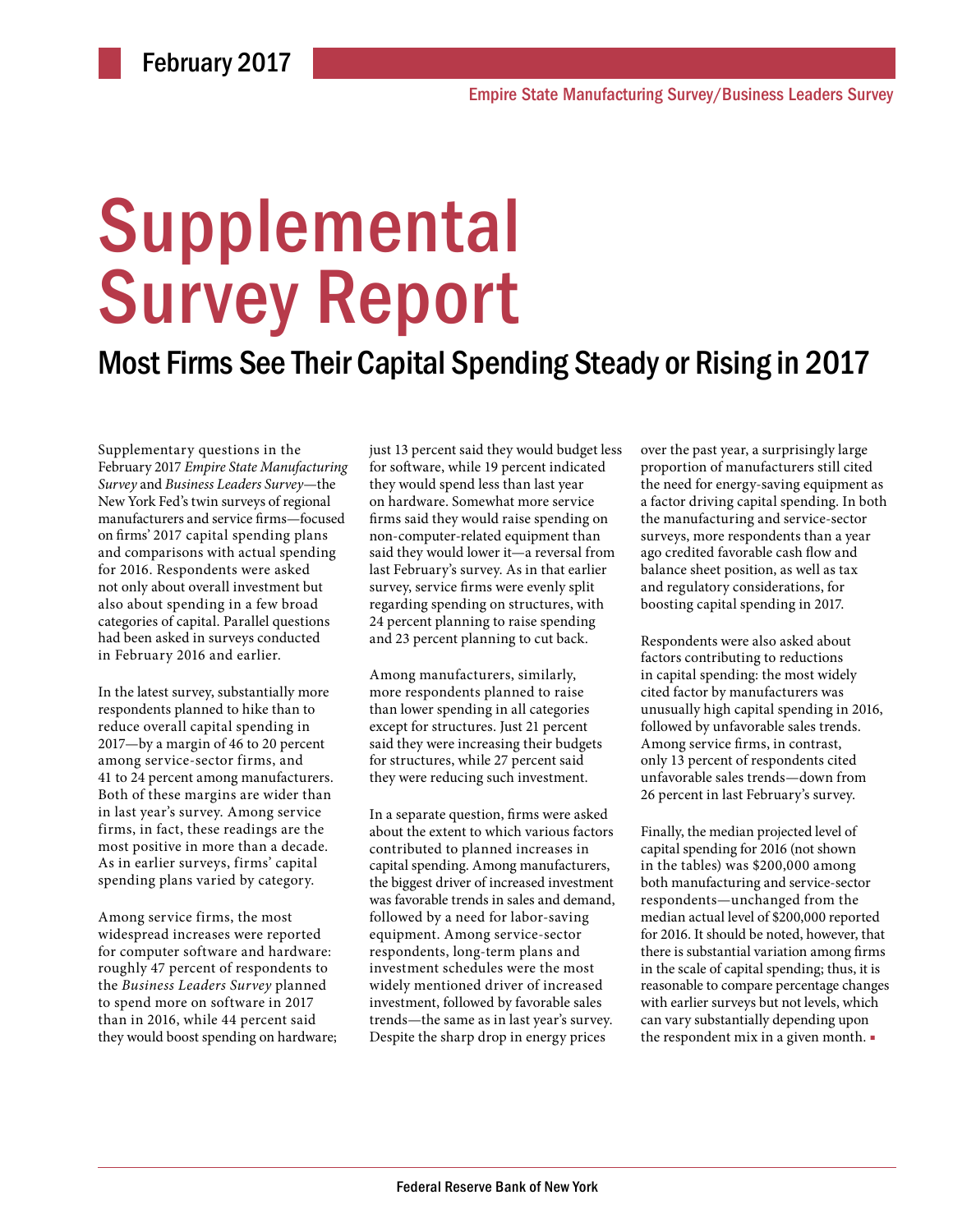February 2017

Empire State Manufacturing Survey/Business Leaders Survey

# Supplemental Survey Report

## Most Firms See Their Capital Spending Steady or Rising in 2017

Supplementary questions in the February 2017 *Empire State Manufacturing Survey* and *Business Leaders Survey*—the New York Fed's twin surveys of regional manufacturers and service firms—focused on firms' 2017 capital spending plans and comparisons with actual spending for 2016. Respondents were asked not only about overall investment but also about spending in a few broad categories of capital. Parallel questions had been asked in surveys conducted in February 2016 and earlier.

In the latest survey, substantially more respondents planned to hike than to reduce overall capital spending in 2017—by a margin of 46 to 20 percent among service-sector firms, and 41 to 24 percent among manufacturers. Both of these margins are wider than in last year's survey. Among service firms, in fact, these readings are the most positive in more than a decade. As in earlier surveys, firms' capital spending plans varied by category.

Among service firms, the most widespread increases were reported for computer software and hardware: roughly 47 percent of respondents to the *Business Leaders Survey* planned to spend more on software in 2017 than in 2016, while 44 percent said they would boost spending on hardware; just 13 percent said they would budget less for software, while 19 percent indicated they would spend less than last year on hardware. Somewhat more service firms said they would raise spending on non-computer-related equipment than said they would lower it—a reversal from last February's survey. As in that earlier survey, service firms were evenly split regarding spending on structures, with 24 percent planning to raise spending and 23 percent planning to cut back.

Among manufacturers, similarly, more respondents planned to raise than lower spending in all categories except for structures. Just 21 percent said they were increasing their budgets for structures, while 27 percent said they were reducing such investment.

In a separate question, firms were asked about the extent to which various factors contributed to planned increases in capital spending. Among manufacturers, the biggest driver of increased investment was favorable trends in sales and demand, followed by a need for labor-saving equipment. Among service-sector respondents, long-term plans and investment schedules were the most widely mentioned driver of increased investment, followed by favorable sales trends—the same as in last year's survey. Despite the sharp drop in energy prices over the past year, a surprisingly large proportion of manufacturers still cited the need for energy-saving equipment as a factor driving capital spending. In both the manufacturing and service-sector surveys, more respondents than a year ago credited favorable cash flow and balance sheet position, as well as tax and regulatory considerations, for boosting capital spending in 2017.

Respondents were also asked about factors contributing to reductions in capital spending: the most widely cited factor by manufacturers was unusually high capital spending in 2016, followed by unfavorable sales trends. Among service firms, in contrast, only 13 percent of respondents cited unfavorable sales trends—down from 26 percent in last February's survey.

Finally, the median projected level of capital spending for 2016 (not shown in the tables) was $200,000 among both manufacturing and service-sector respondents—unchanged from the median actual level of $200,000 reported for 2016. It should be noted, however, that there is substantial variation among firms in the scale of capital spending; thus, it is reasonable to compare percentage changes with earlier surveys but not levels, which can vary substantially depending upon the respondent mix in a given month. ▪

Federal Reserve Bank of New York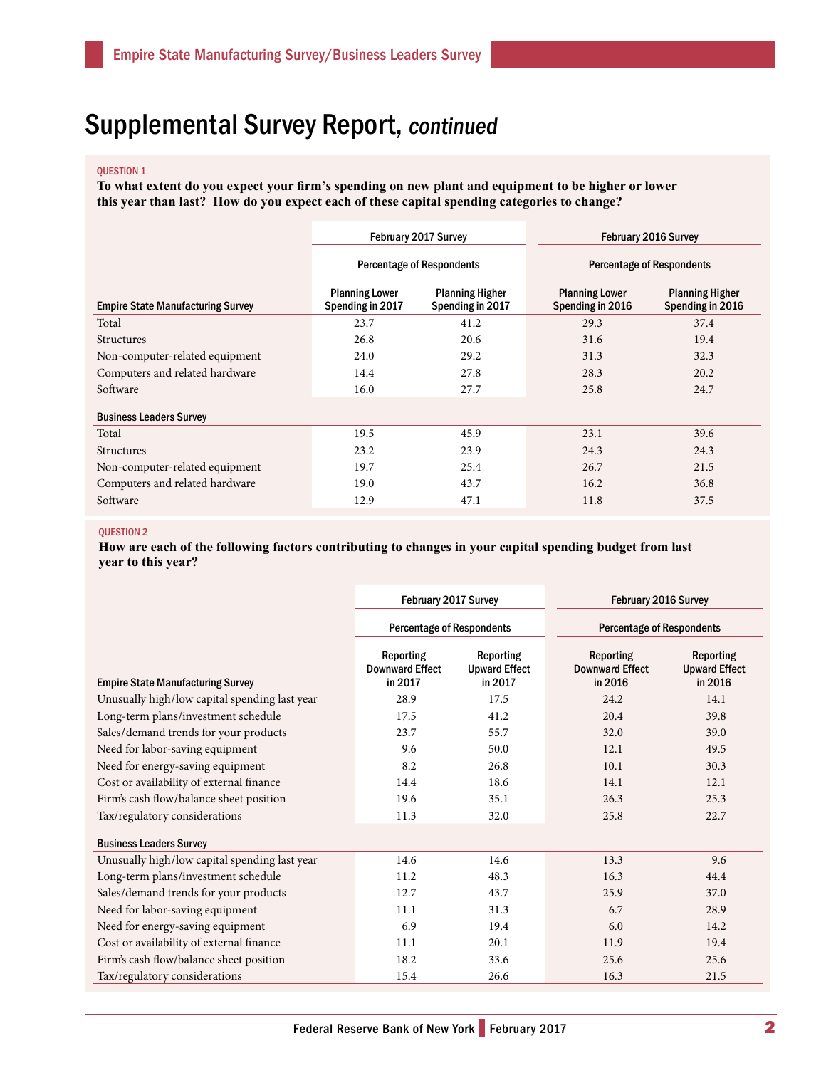# Supplemental Survey Report, *continued*

QUESTION 1

**To what extent do you expect your firm's spending on new plant and equipment to be higher or lower this year than last? How do you expect each of these capital spending categories to change?**

| | February 2017 Survey | | February 2016 Survey | |
|---|---|---|---|---|
| | Percentage of Respondents | | Percentage of Respondents | |
| **Empire State Manufacturing Survey** | Planning Lower Spending in 2017 | Planning Higher Spending in 2017 | Planning Lower Spending in 2016 | Planning Higher Spending in 2016 |
| Total | 23.7 | 41.2 | 29.3 | 37.4 |
| Structures | 26.8 | 20.6 | 31.6 | 19.4 |
| Non-computer-related equipment | 24.0 | 29.2 | 31.3 | 32.3 |
| Computers and related hardware | 14.4 | 27.8 | 28.3 | 20.2 |
| Software | 16.0 | 27.7 | 25.8 | 24.7 |
| **Business Leaders Survey** | | | | |
| Total | 19.5 | 45.9 | 23.1 | 39.6 |
| Structures | 23.2 | 23.9 | 24.3 | 24.3 |
| Non-computer-related equipment | 19.7 | 25.4 | 26.7 | 21.5 |
| Computers and related hardware | 19.0 | 43.7 | 16.2 | 36.8 |
| Software | 12.9 | 47.1 | 11.8 | 37.5 |

QUESTION 2

**How are each of the following factors contributing to changes in your capital spending budget from last year to this year?**

| | February 2017 Survey | | February 2016 Survey | |
|---|---|---|---|---|
| | Percentage of Respondents | | Percentage of Respondents | |
| **Empire State Manufacturing Survey** | Reporting Downward Effect in 2017 | Reporting Upward Effect in 2017 | Reporting Downward Effect in 2016 | Reporting Upward Effect in 2016 |
| Unusually high/low capital spending last year | 28.9 | 17.5 | 24.2 | 14.1 |
| Long-term plans/investment schedule | 17.5 | 41.2 | 20.4 | 39.8 |
| Sales/demand trends for your products | 23.7 | 55.7 | 32.0 | 39.0 |
| Need for labor-saving equipment | 9.6 | 50.0 | 12.1 | 49.5 |
| Need for energy-saving equipment | 8.2 | 26.8 | 10.1 | 30.3 |
| Cost or availability of external finance | 14.4 | 18.6 | 14.1 | 12.1 |
| Firm's cash flow/balance sheet position | 19.6 | 35.1 | 26.3 | 25.3 |
| Tax/regulatory considerations | 11.3 | 32.0 | 25.8 | 22.7 |
| **Business Leaders Survey** | | | | |
| Unusually high/low capital spending last year | 14.6 | 14.6 | 13.3 | 9.6 |
| Long-term plans/investment schedule | 11.2 | 48.3 | 16.3 | 44.4 |
| Sales/demand trends for your products | 12.7 | 43.7 | 25.9 | 37.0 |
| Need for labor-saving equipment | 11.1 | 31.3 | 6.7 | 28.9 |
| Need for energy-saving equipment | 6.9 | 19.4 | 6.0 | 14.2 |
| Cost or availability of external finance | 11.1 | 20.1 | 11.9 | 19.4 |
| Firm's cash flow/balance sheet position | 18.2 | 33.6 | 25.6 | 25.6 |
| Tax/regulatory considerations | 15.4 | 26.6 | 16.3 | 21.5 |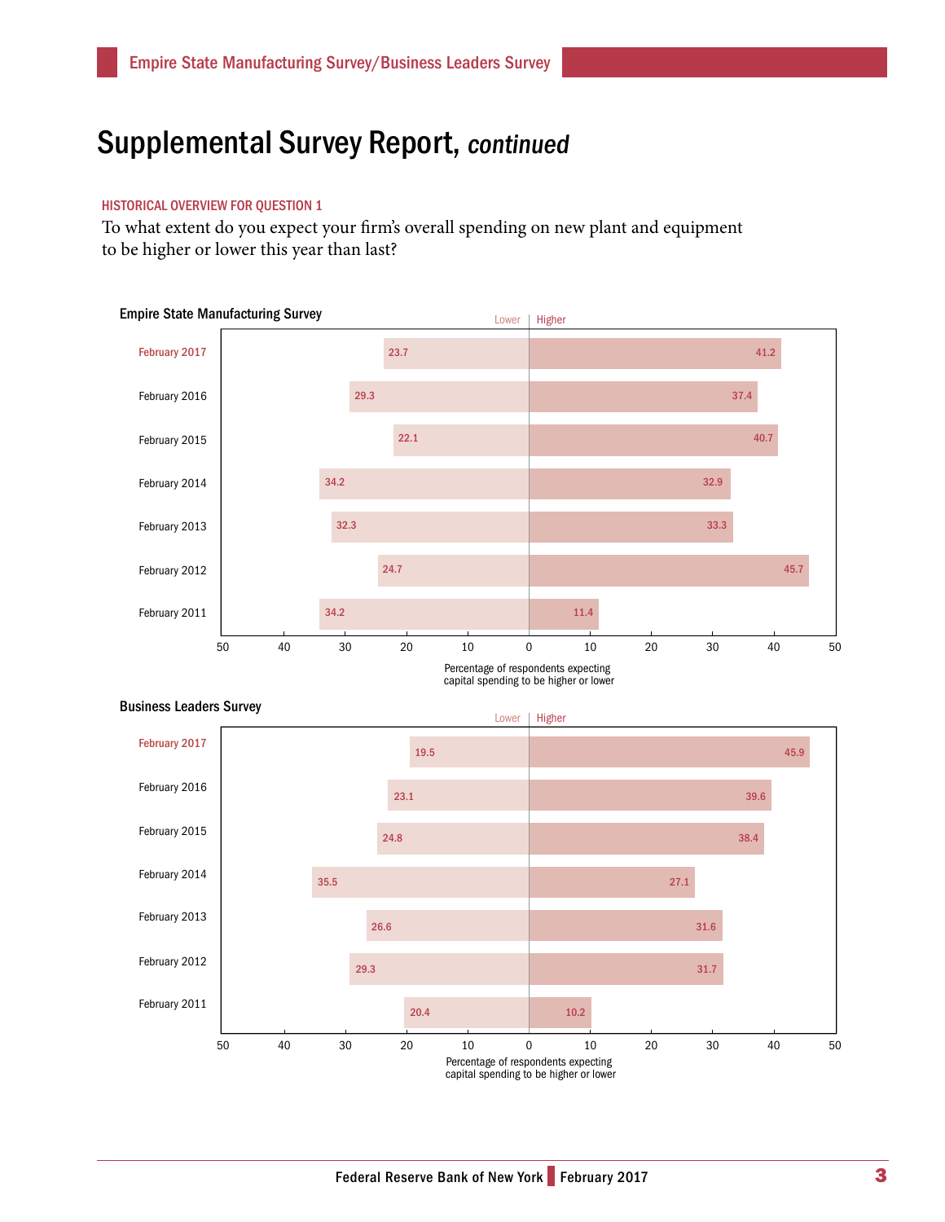# Supplemental Survey Report, *continued*

### HISTORICAL OVERVIEW FOR QUESTION 1

To what extent do you expect your firm's overall spending on new plant and equipment to be higher or lower this year than last?

**Empire State Manufacturing Survey**

Lower | Higher

February 2017 23.7 41.2
February 2016 29.3 37.4
February 2015 22.1 40.7
February 2014 34.2 32.9
February 2013 32.3 33.3
February 2012 24.7 45.7
February 2011 34.2 11.4

50 40 30 20 10 0 10 20 30 40 50

Percentage of respondents expecting capital spending to be higher or lower

**Business Leaders Survey**

Lower | Higher

February 2017 19.5 45.9
February 2016 23.1 39.6
February 2015 24.8 38.4
February 2014 35.5 27.1
February 2013 26.6 31.6
February 2012 29.3 31.7
February 2011 20.4 10.2

50 40 30 20 10 0 10 20 30 40 50

Percentage of respondents expecting capital spending to be higher or lower